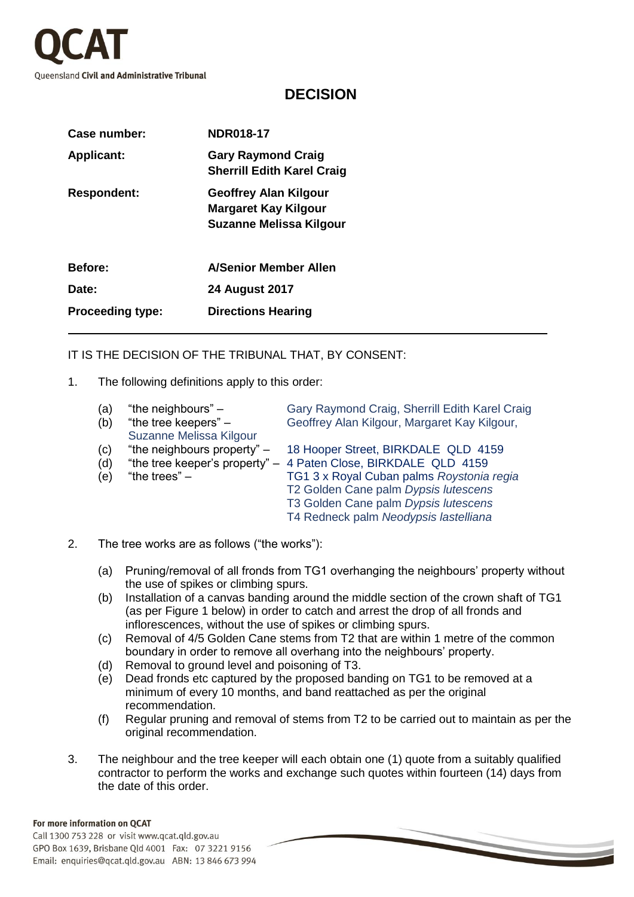# DECISION

| | |
|---|---|
| **Case number:** | **NDR018-17** |
| **Applicant:** | **Gary Raymond Craig**<br>**Sherrill Edith Karel Craig** |
| **Respondent:** | **Geoffrey Alan Kilgour**<br>**Margaret Kay Kilgour**<br>**Suzanne Melissa Kilgour** |
| **Before:** | **A/Senior Member Allen** |
| **Date:** | **24 August 2017** |
| **Proceeding type:** | **Directions Hearing** |

IT IS THE DECISION OF THE TRIBUNAL THAT, BY CONSENT:

1. The following definitions apply to this order:

   (a) "the neighbours" – Gary Raymond Craig, Sherrill Edith Karel Craig
   
   (b) "the tree keepers" – Geoffrey Alan Kilgour, Margaret Kay Kilgour, Suzanne Melissa Kilgour
   
   (c) "the neighbours property" – 18 Hooper Street, BIRKDALE QLD 4159
   
   (d) "the tree keeper's property" – 4 Paten Close, BIRKDALE QLD 4159
   
   (e) "the trees" – TG1 3 x Royal Cuban palms *Roystonia regia*  
   T2 Golden Cane palm *Dypsis lutescens*  
   T3 Golden Cane palm *Dypsis lutescens*  
   T4 Redneck palm *Neodypsis lastelliana*

2. The tree works are as follows ("the works"):

   (a) Pruning/removal of all fronds from TG1 overhanging the neighbours' property without the use of spikes or climbing spurs.
   
   (b) Installation of a canvas banding around the middle section of the crown shaft of TG1 (as per Figure 1 below) in order to catch and arrest the drop of all fronds and inflorescences, without the use of spikes or climbing spurs.
   
   (c) Removal of 4/5 Golden Cane stems from T2 that are within 1 metre of the common boundary in order to remove all overhang into the neighbours' property.
   
   (d) Removal to ground level and poisoning of T3.
   
   (e) Dead fronds etc captured by the proposed banding on TG1 to be removed at a minimum of every 10 months, and band reattached as per the original recommendation.
   
   (f) Regular pruning and removal of stems from T2 to be carried out to maintain as per the original recommendation.

3. The neighbour and the tree keeper will each obtain one (1) quote from a suitably qualified contractor to perform the works and exchange such quotes within fourteen (14) days from the date of this order.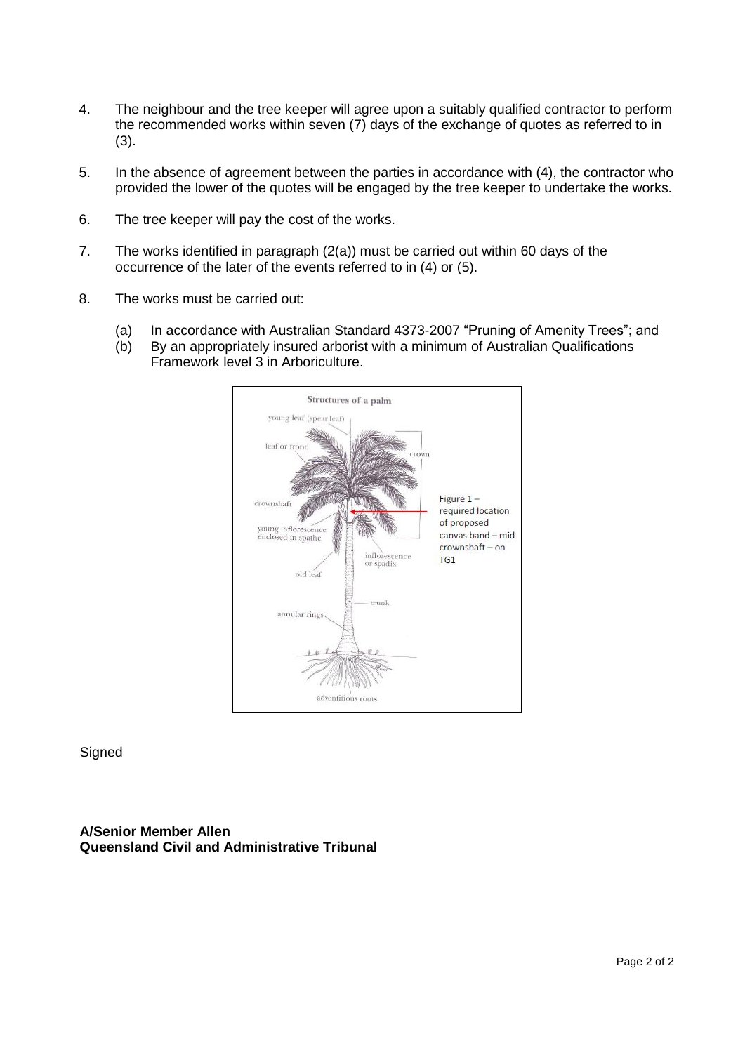4. The neighbour and the tree keeper will agree upon a suitably qualified contractor to perform the recommended works within seven (7) days of the exchange of quotes as referred to in (3).

5. In the absence of agreement between the parties in accordance with (4), the contractor who provided the lower of the quotes will be engaged by the tree keeper to undertake the works.

6. The tree keeper will pay the cost of the works.

7. The works identified in paragraph (2(a)) must be carried out within 60 days of the occurrence of the later of the events referred to in (4) or (5).

8. The works must be carried out:

   (a) In accordance with Australian Standard 4373-2007 "Pruning of Amenity Trees"; and
   
   (b) By an appropriately insured arborist with a minimum of Australian Qualifications Framework level 3 in Arboriculture.

Structures of a palm

young leaf (spear leaf)

leaf or frond

crown

crownshaft

young inflorescence enclosed in spathe

inflorescence or spadix

old leaf

trunk

annular rings

adventitious roots

Figure 1 – required location of proposed canvas band – mid crownshaft – on TG1

Signed

**A/Senior Member Allen**
**Queensland Civil and Administrative Tribunal**